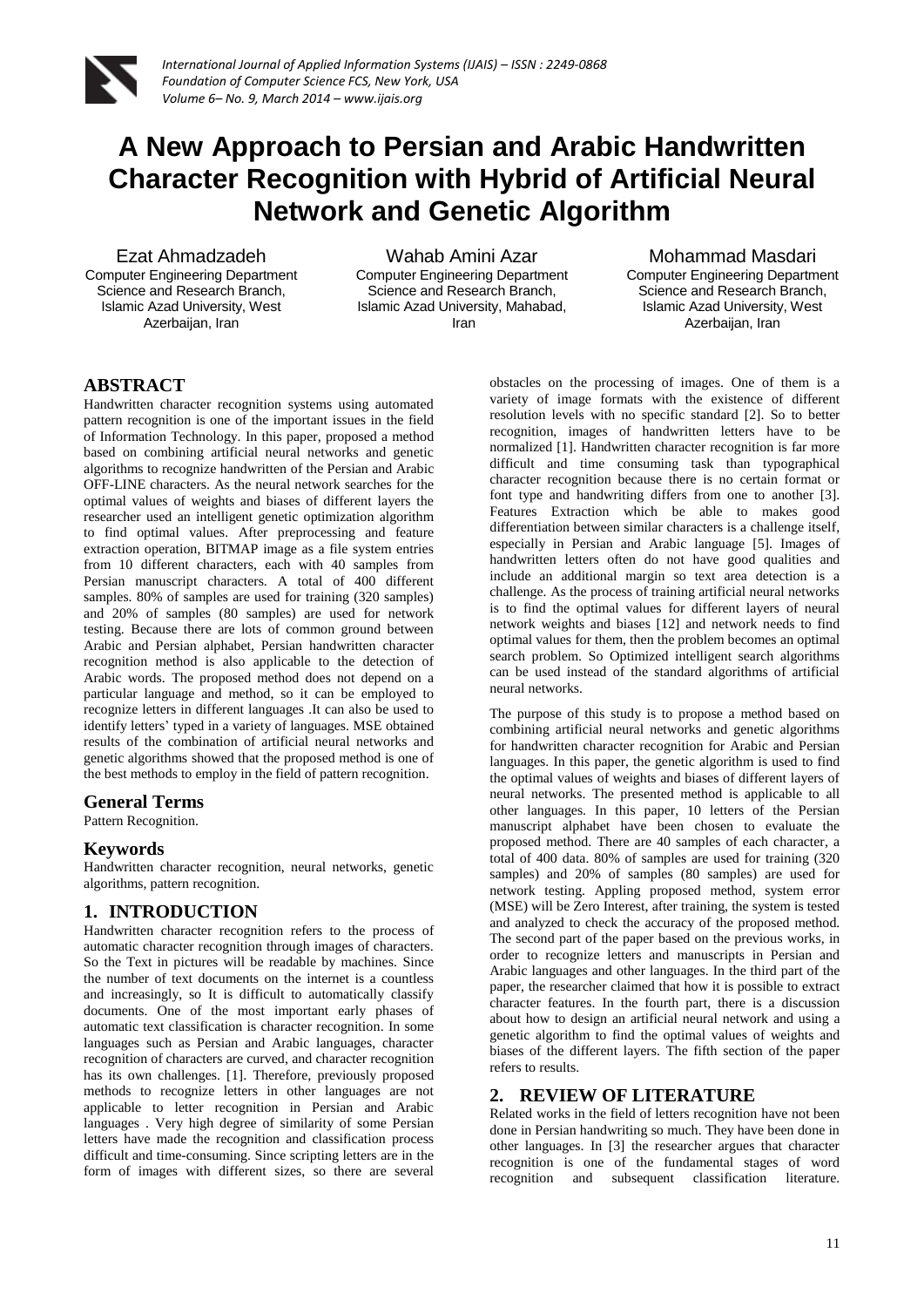# A New Approach to Persian and Arabic Handwritten Character Recognition with Hybrid of Artificial Neural Network and Genetic Algorithm

Ezat Ahmadzadeh
Computer Engineering Department
Science and Research Branch,
Islamic Azad University, West
Azerbaijan, Iran

Wahab Amini Azar
Computer Engineering Department
Science and Research Branch,
Islamic Azad University, Mahabad,
Iran

Mohammad Masdari
Computer Engineering Department
Science and Research Branch,
Islamic Azad University, West
Azerbaijan, Iran

## ABSTRACT

Handwritten character recognition systems using automated pattern recognition is one of the important issues in the field of Information Technology. In this paper, proposed a method based on combining artificial neural networks and genetic algorithms to recognize handwritten of the Persian and Arabic OFF-LINE characters. As the neural network searches for the optimal values of weights and biases of different layers the researcher used an intelligent genetic optimization algorithm to find optimal values. After preprocessing and feature extraction operation, BITMAP image as a file system entries from 10 different characters, each with 40 samples from Persian manuscript characters. A total of 400 different samples. 80% of samples are used for training (320 samples) and 20% of samples (80 samples) are used for network testing. Because there are lots of common ground between Arabic and Persian alphabet, Persian handwritten character recognition method is also applicable to the detection of Arabic words. The proposed method does not depend on a particular language and method, so it can be employed to recognize letters in different languages .It can also be used to identify letters' typed in a variety of languages. MSE obtained results of the combination of artificial neural networks and genetic algorithms showed that the proposed method is one of the best methods to employ in the field of pattern recognition.

## General Terms

Pattern Recognition.

## Keywords

Handwritten character recognition, neural networks, genetic algorithms, pattern recognition.

## 1. INTRODUCTION

Handwritten character recognition refers to the process of automatic character recognition through images of characters. So the Text in pictures will be readable by machines. Since the number of text documents on the internet is a countless and increasingly, so It is difficult to automatically classify documents. One of the most important early phases of automatic text classification is character recognition. In some languages such as Persian and Arabic languages, character recognition of characters are curved, and character recognition has its own challenges. [1]. Therefore, previously proposed methods to recognize letters in other languages are not applicable to letter recognition in Persian and Arabic languages . Very high degree of similarity of some Persian letters have made the recognition and classification process difficult and time-consuming. Since scripting letters are in the form of images with different sizes, so there are several obstacles on the processing of images. One of them is a variety of image formats with the existence of different resolution levels with no specific standard [2]. So to better recognition, images of handwritten letters have to be normalized [1]. Handwritten character recognition is far more difficult and time consuming task than typographical character recognition because there is no certain format or font type and handwriting differs from one to another [3]. Features Extraction which be able to makes good differentiation between similar characters is a challenge itself, especially in Persian and Arabic language [5]. Images of handwritten letters often do not have good qualities and include an additional margin so text area detection is a challenge. As the process of training artificial neural networks is to find the optimal values for different layers of neural network weights and biases [12] and network needs to find optimal values for them, then the problem becomes an optimal search problem. So Optimized intelligent search algorithms can be used instead of the standard algorithms of artificial neural networks.

The purpose of this study is to propose a method based on combining artificial neural networks and genetic algorithms for handwritten character recognition for Arabic and Persian languages. In this paper, the genetic algorithm is used to find the optimal values of weights and biases of different layers of neural networks. The presented method is applicable to all other languages. In this paper, 10 letters of the Persian manuscript alphabet have been chosen to evaluate the proposed method. There are 40 samples of each character, a total of 400 data. 80% of samples are used for training (320 samples) and 20% of samples (80 samples) are used for network testing. Appling proposed method, system error (MSE) will be Zero Interest, after training, the system is tested and analyzed to check the accuracy of the proposed method. The second part of the paper based on the previous works, in order to recognize letters and manuscripts in Persian and Arabic languages and other languages. In the third part of the paper, the researcher claimed that how it is possible to extract character features. In the fourth part, there is a discussion about how to design an artificial neural network and using a genetic algorithm to find the optimal values of weights and biases of the different layers. The fifth section of the paper refers to results.

## 2. REVIEW OF LITERATURE

Related works in the field of letters recognition have not been done in Persian handwriting so much. They have been done in other languages. In [3] the researcher argues that character recognition is one of the fundamental stages of word recognition and subsequent classification literature.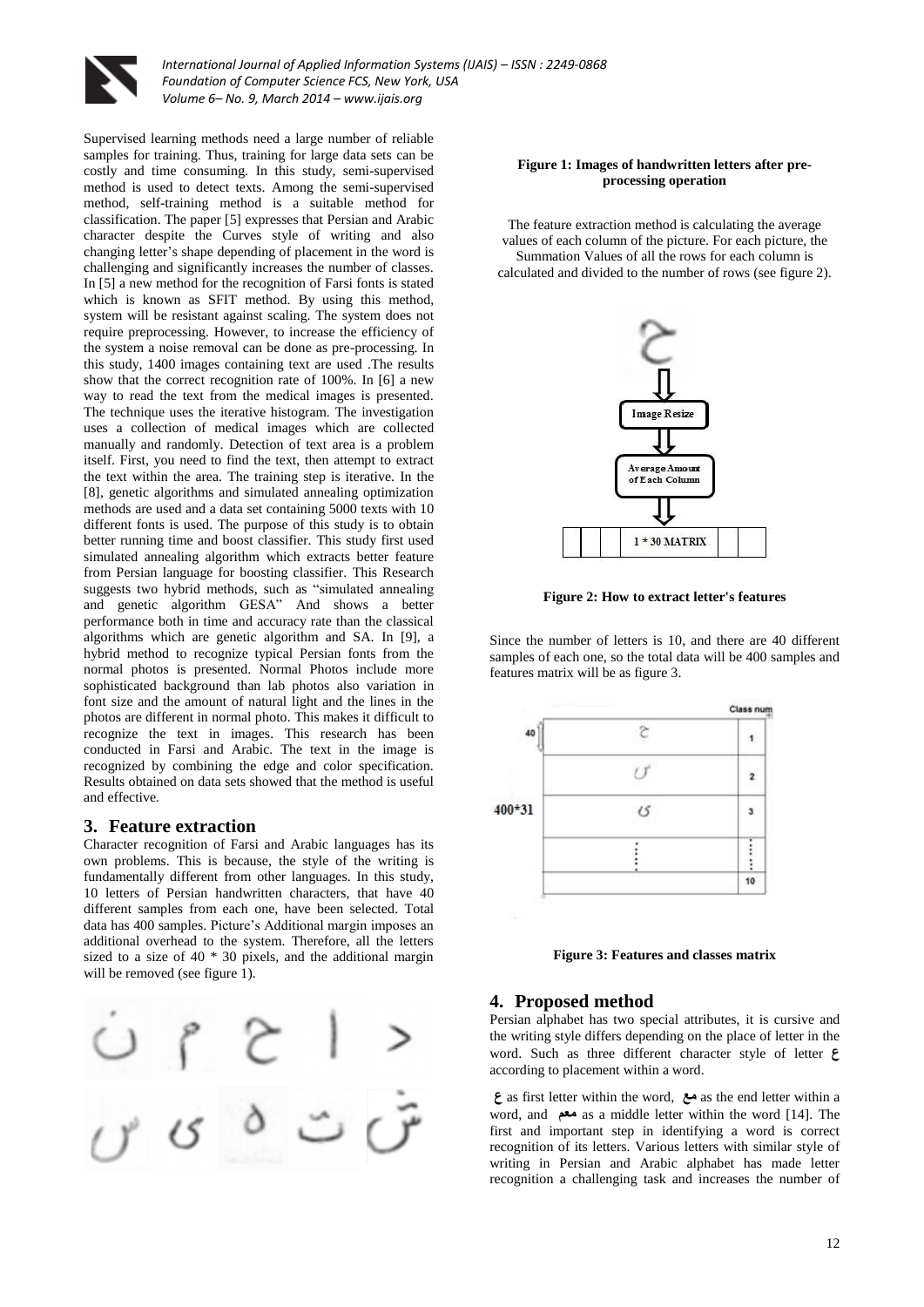Supervised learning methods need a large number of reliable samples for training. Thus, training for large data sets can be costly and time consuming. In this study, semi-supervised method is used to detect texts. Among the semi-supervised method, self-training method is a suitable method for classification. The paper [5] expresses that Persian and Arabic character despite the Curves style of writing and also changing letter's shape depending of placement in the word is challenging and significantly increases the number of classes. In [5] a new method for the recognition of Farsi fonts is stated which is known as SFIT method. By using this method, system will be resistant against scaling. The system does not require preprocessing. However, to increase the efficiency of the system a noise removal can be done as pre-processing. In this study, 1400 images containing text are used .The results show that the correct recognition rate of 100%. In [6] a new way to read the text from the medical images is presented. The technique uses the iterative histogram. The investigation uses a collection of medical images which are collected manually and randomly. Detection of text area is a problem itself. First, you need to find the text, then attempt to extract the text within the area. The training step is iterative. In the [8], genetic algorithms and simulated annealing optimization methods are used and a data set containing 5000 texts with 10 different fonts is used. The purpose of this study is to obtain better running time and boost classifier. This study first used simulated annealing algorithm which extracts better feature from Persian language for boosting classifier. This Research suggests two hybrid methods, such as "simulated annealing and genetic algorithm GESA" And shows a better performance both in time and accuracy rate than the classical algorithms which are genetic algorithm and SA. In [9], a hybrid method to recognize typical Persian fonts from the normal photos is presented. Normal Photos include more sophisticated background than lab photos also variation in font size and the amount of natural light and the lines in the photos are different in normal photo. This makes it difficult to recognize the text in images. This research has been conducted in Farsi and Arabic. The text in the image is recognized by combining the edge and color specification. Results obtained on data sets showed that the method is useful and effective.

## 3. Feature extraction

Character recognition of Farsi and Arabic languages has its own problems. This is because, the style of the writing is fundamentally different from other languages. In this study, 10 letters of Persian handwritten characters, that have 40 different samples from each one, have been selected. Total data has 400 samples. Picture's Additional margin imposes an additional overhead to the system. Therefore, all the letters sized to a size of 40 * 30 pixels, and the additional margin will be removed (see figure 1).

**Figure 1: Images of handwritten letters after pre-processing operation**

The feature extraction method is calculating the average values of each column of the picture. For each picture, the Summation Values of all the rows for each column is calculated and divided to the number of rows (see figure 2).

Image Resize

Average Amount of Each Column

1 * 30 MATRIX

**Figure 2: How to extract letter's features**

Since the number of letters is 10, and there are 40 different samples of each one, so the total data will be 400 samples and features matrix will be as figure 3.

Class num

40

400*31

ح 1

ں 2

ى 3

10

**Figure 3: Features and classes matrix**

## 4. Proposed method

Persian alphabet has two special attributes, it is cursive and the writing style differs depending on the place of letter in the word. Such as three different character style of letter ع according to placement within a word.

ع as first letter within the word, مع as the end letter within a word, and معم as a middle letter within the word [14]. The first and important step in identifying a word is correct recognition of its letters. Various letters with similar style of writing in Persian and Arabic alphabet has made letter recognition a challenging task and increases the number of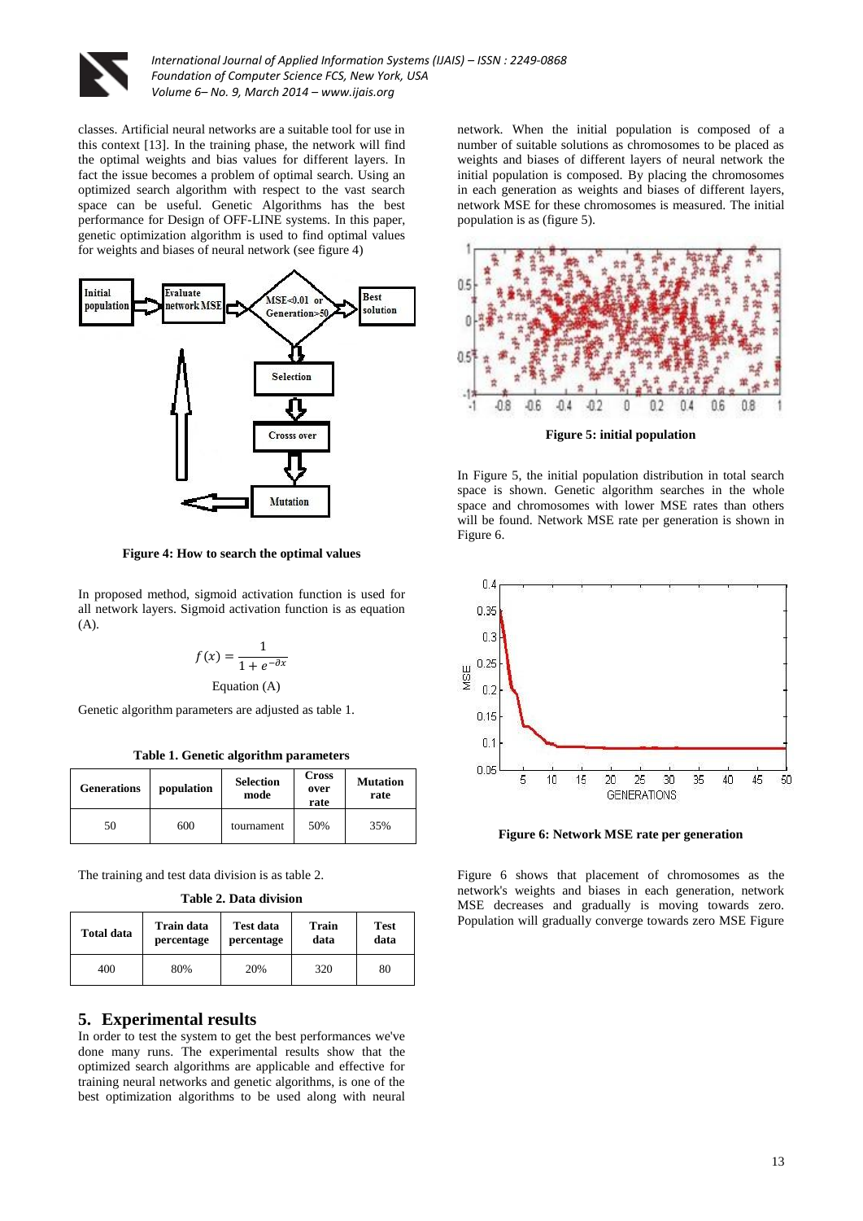classes. Artificial neural networks are a suitable tool for use in this context [13]. In the training phase, the network will find the optimal weights and bias values for different layers. In fact the issue becomes a problem of optimal search. Using an optimized search algorithm with respect to the vast search space can be useful. Genetic Algorithms has the best performance for Design of OFF-LINE systems. In this paper, genetic optimization algorithm is used to find optimal values for weights and biases of neural network (see figure 4)

Initial population
Evaluate network MSE
MSE<0.01 or Generation>50
Best solution
Selection
Crosss over
Mutation

**Figure 4: How to search the optimal values**

In proposed method, sigmoid activation function is used for all network layers. Sigmoid activation function is as equation (A).

$$f(x) = \frac{1}{1 + e^{-\partial x}}$$

Equation (A)

Genetic algorithm parameters are adjusted as table 1.

**Table 1. Genetic algorithm parameters**

| Generations | population | Selection mode | Cross over rate | Mutation rate |
|---|---|---|---|---|
| 50 | 600 | tournament | 50% | 35% |

The training and test data division is as table 2.

**Table 2. Data division**

| Total data | Train data percentage | Test data percentage | Train data | Test data |
|---|---|---|---|---|
| 400 | 80% | 20% | 320 | 80 |

## 5. Experimental results

In order to test the system to get the best performances we've done many runs. The experimental results show that the optimized search algorithms are applicable and effective for training neural networks and genetic algorithms, is one of the best optimization algorithms to be used along with neural network. When the initial population is composed of a number of suitable solutions as chromosomes to be placed as weights and biases of different layers of neural network the initial population is composed. By placing the chromosomes in each generation as weights and biases of different layers, network MSE for these chromosomes is measured. The initial population is as (figure 5).

1
0.5
0
-0.5
-1
-1 -0.8 -0.6 -0.4 -0.2 0 0.2 0.4 0.6 0.8 1

**Figure 5: initial population**

In Figure 5, the initial population distribution in total search space is shown. Genetic algorithm searches in the whole space and chromosomes with lower MSE rates than others will be found. Network MSE rate per generation is shown in Figure 6.

MSE
0.4
0.35
0.3
0.25
0.2
0.15
0.1
0.05
5 10 15 20 25 30 35 40 45 50
GENERATIONS

**Figure 6: Network MSE rate per generation**

Figure 6 shows that placement of chromosomes as the network's weights and biases in each generation, network MSE decreases and gradually is moving towards zero. Population will gradually converge towards zero MSE Figure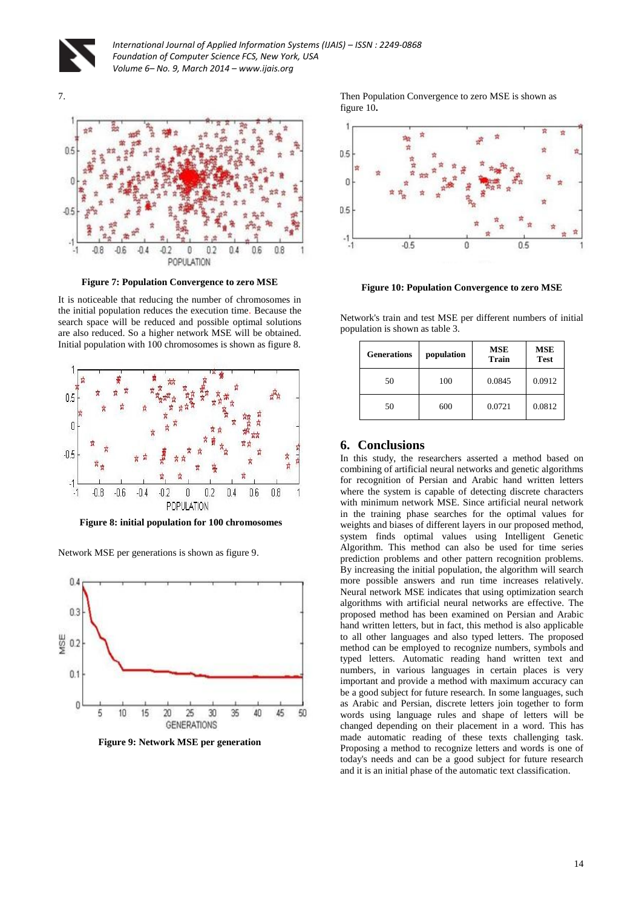7.

-1
-0.5
0
0.5
1
-1 -0.8 -0.6 -0.4 -0.2 0 0.2 0.4 0.6 0.8 1
POPULATION

**Figure 7: Population Convergence to zero MSE**

It is noticeable that reducing the number of chromosomes in the initial population reduces the execution time. Because the search space will be reduced and possible optimal solutions are also reduced. So a higher network MSE will be obtained. Initial population with 100 chromosomes is shown as figure 8.

-1
-0.5
0
0.5
1
-1 -0.8 -0.6 -0.4 -0.2 0 0.2 0.4 0.6 0.8 1
POPULATION

**Figure 8: initial population for 100 chromosomes**

Network MSE per generations is shown as figure 9.

MSE
0
0.1
0.2
0.3
0.4
5 10 15 20 25 30 35 40 45 50
GENERATIONS

**Figure 9: Network MSE per generation**

Then Population Convergence to zero MSE is shown as figure 10**.**

-1
0.5
0
0.5
1
-1 -0.5 0 0.5 1

**Figure 10: Population Convergence to zero MSE**

Network's train and test MSE per different numbers of initial population is shown as table 3.

| Generations | population | MSE Train | MSE Test |
|---|---|---|---|
| 50 | 100 | 0.0845 | 0.0912 |
| 50 | 600 | 0.0721 | 0.0812 |

## 6. Conclusions

In this study, the researchers asserted a method based on combining of artificial neural networks and genetic algorithms for recognition of Persian and Arabic hand written letters where the system is capable of detecting discrete characters with minimum network MSE. Since artificial neural network in the training phase searches for the optimal values for weights and biases of different layers in our proposed method, system finds optimal values using Intelligent Genetic Algorithm. This method can also be used for time series prediction problems and other pattern recognition problems. By increasing the initial population, the algorithm will search more possible answers and run time increases relatively. Neural network MSE indicates that using optimization search algorithms with artificial neural networks are effective. The proposed method has been examined on Persian and Arabic hand written letters, but in fact, this method is also applicable to all other languages and also typed letters. The proposed method can be employed to recognize numbers, symbols and typed letters. Automatic reading hand written text and numbers, in various languages in certain places is very important and provide a method with maximum accuracy can be a good subject for future research. In some languages, such as Arabic and Persian, discrete letters join together to form words using language rules and shape of letters will be changed depending on their placement in a word. This has made automatic reading of these texts challenging task. Proposing a method to recognize letters and words is one of today's needs and can be a good subject for future research and it is an initial phase of the automatic text classification.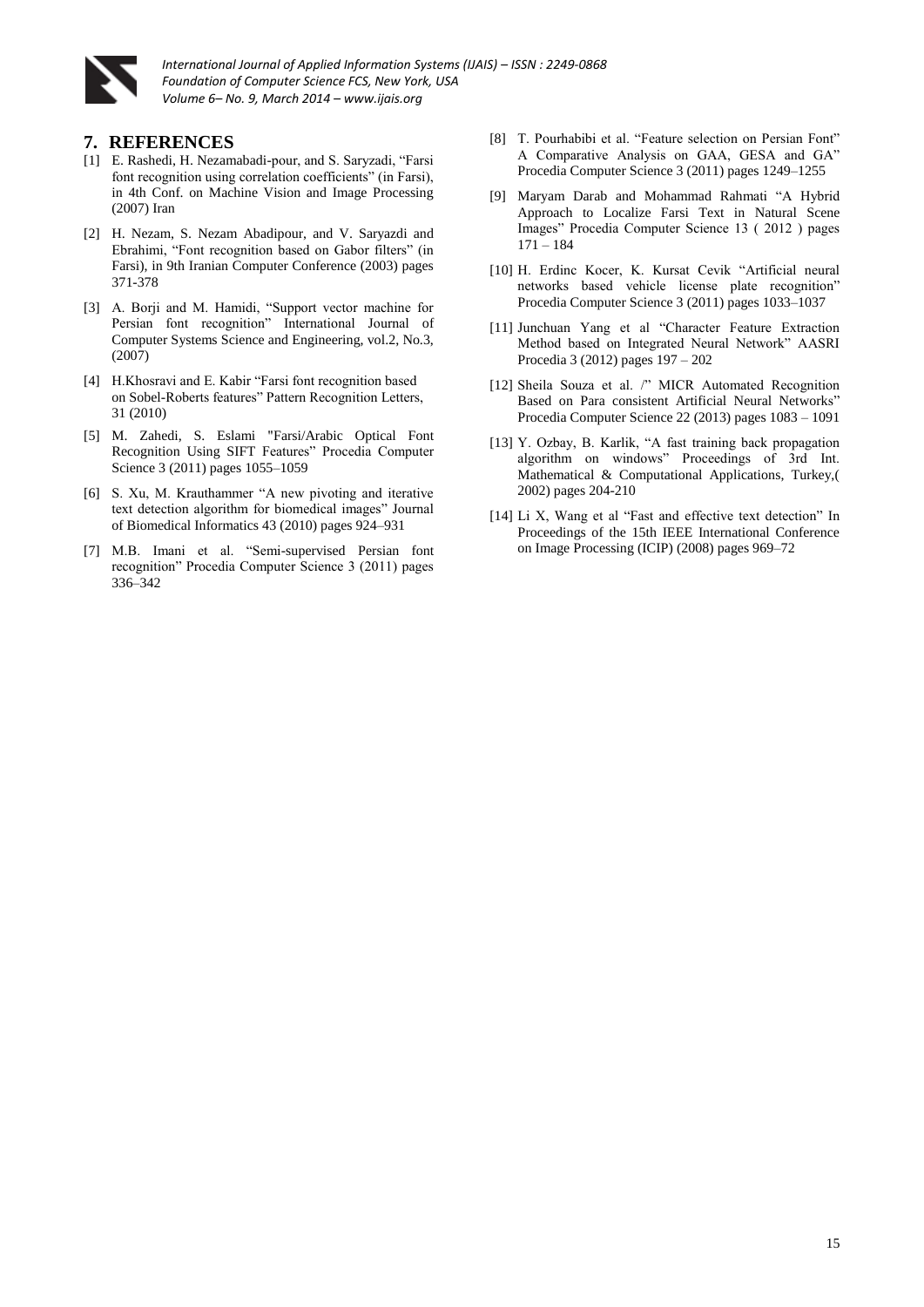## 7. REFERENCES

[1] E. Rashedi, H. Nezamabadi-pour, and S. Saryzadi, “Farsi font recognition using correlation coefficients” (in Farsi), in 4th Conf. on Machine Vision and Image Processing (2007) Iran

[2] H. Nezam, S. Nezam Abadipour, and V. Saryazdi and Ebrahimi, “Font recognition based on Gabor filters” (in Farsi), in 9th Iranian Computer Conference (2003) pages 371-378

[3] A. Borji and M. Hamidi, “Support vector machine for Persian font recognition” International Journal of Computer Systems Science and Engineering, vol.2, No.3, (2007)

[4] H.Khosravi and E. Kabir “Farsi font recognition based on Sobel-Roberts features” Pattern Recognition Letters, 31 (2010)

[5] M. Zahedi, S. Eslami "Farsi/Arabic Optical Font Recognition Using SIFT Features” Procedia Computer Science 3 (2011) pages 1055–1059

[6] S. Xu, M. Krauthammer “A new pivoting and iterative text detection algorithm for biomedical images” Journal of Biomedical Informatics 43 (2010) pages 924–931

[7] M.B. Imani et al. “Semi-supervised Persian font recognition” Procedia Computer Science 3 (2011) pages 336–342

[8] T. Pourhabibi et al. “Feature selection on Persian Font” A Comparative Analysis on GAA, GESA and GA” Procedia Computer Science 3 (2011) pages 1249–1255

[9] Maryam Darab and Mohammad Rahmati “A Hybrid Approach to Localize Farsi Text in Natural Scene Images” Procedia Computer Science 13 ( 2012 ) pages 171 – 184

[10] H. Erdinc Kocer, K. Kursat Cevik “Artificial neural networks based vehicle license plate recognition” Procedia Computer Science 3 (2011) pages 1033–1037

[11] Junchuan Yang et al “Character Feature Extraction Method based on Integrated Neural Network” AASRI Procedia 3 (2012) pages 197 – 202

[12] Sheila Souza et al. /” MICR Automated Recognition Based on Para consistent Artificial Neural Networks” Procedia Computer Science 22 (2013) pages 1083 – 1091

[13] Y. Ozbay, B. Karlik, “A fast training back propagation algorithm on windows” Proceedings of 3rd Int. Mathematical & Computational Applications, Turkey,( 2002) pages 204-210

[14] Li X, Wang et al “Fast and effective text detection” In Proceedings of the 15th IEEE International Conference on Image Processing (ICIP) (2008) pages 969–72